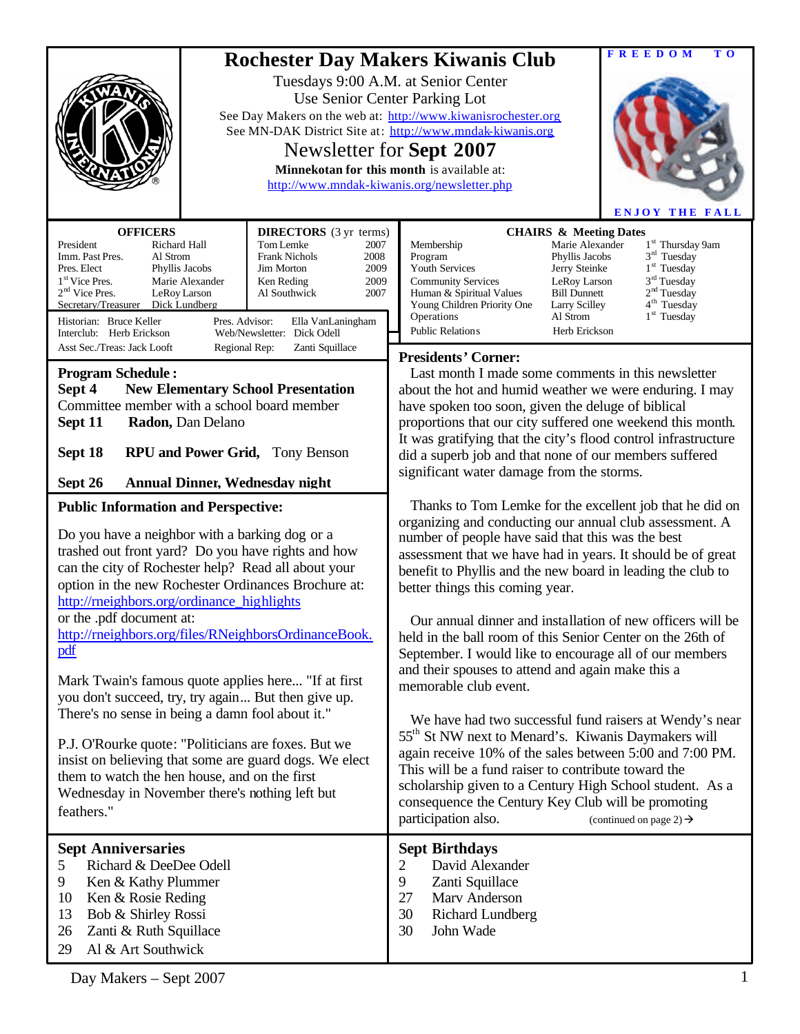# Rochester Day Makers Kiwanis Club

Tuesdays 9:00 A.M. at Senior Center
Use Senior Center Parking Lot
See Day Makers on the web at: http://www.kiwanisrochester.org
See MN-DAK District Site at: http://www.mndak-kiwanis.org

## Newsletter for Sept 2007

**Minnekotan for this month** is available at:
http://www.mndak-kiwanis.org/newsletter.php

**FREEDOM TO**

**ENJOY THE FALL**

| OFFICERS | | DIRECTORS (3 yr terms) | |
|---|---|---|---|
| President | Richard Hall | Tom Lemke | 2007 |
| Imm. Past Pres. | Al Strom | Frank Nichols | 2008 |
| Pres. Elect | Phyllis Jacobs | Jim Morton | 2009 |
| 1st Vice Pres. | Marie Alexander | Ken Reding | 2009 |
| 2nd Vice Pres. | LeRoy Larson | Al Southwick | 2007 |
| Secretary/Treasurer | Dick Lundberg | | |

Historian: Bruce Keller — Pres. Advisor: Ella VanLaningham
Interclub: Herb Erickson — Web/Newsletter: Dick Odell
Asst Sec./Treas: Jack Looft — Regional Rep: Zanti Squillace

| CHAIRS & Meeting Dates | | |
|---|---|---|
| Membership | Marie Alexander | 1st Thursday 9am |
| Program | Phyllis Jacobs | 3rd Tuesday |
| Youth Services | Jerry Steinke | 1st Tuesday |
| Community Services | LeRoy Larson | 3rd Tuesday |
| Human & Spiritual Values | Bill Dunnett | 2nd Tuesday |
| Young Children Priority One | Larry Scilley | 4th Tuesday |
| Operations | Al Strom | 1st Tuesday |
| Public Relations | Herb Erickson | |

## Program Schedule :

**Sept 4 New Elementary School Presentation**
Committee member with a school board member

**Sept 11 Radon,** Dan Delano

**Sept 18 RPU and Power Grid,** Tony Benson

**Sept 26 Annual Dinner, Wednesday night**

## Public Information and Perspective:

Do you have a neighbor with a barking dog or a trashed out front yard? Do you have rights and how can the city of Rochester help? Read all about your option in the new Rochester Ordinances Brochure at:
http://rneighbors.org/ordinance_highlights
or the .pdf document at:
http://rneighbors.org/files/RNeighborsOrdinanceBook.pdf

Mark Twain's famous quote applies here... "If at first you don't succeed, try, try again... But then give up. There's no sense in being a damn fool about it."

P.J. O'Rourke quote: "Politicians are foxes. But we insist on believing that some are guard dogs. We elect them to watch the hen house, and on the first Wednesday in November there's nothing left but feathers."

## Presidents' Corner:

Last month I made some comments in this newsletter about the hot and humid weather we were enduring. I may have spoken too soon, given the deluge of biblical proportions that our city suffered one weekend this month. It was gratifying that the city's flood control infrastructure did a superb job and that none of our members suffered significant water damage from the storms.

Thanks to Tom Lemke for the excellent job that he did on organizing and conducting our annual club assessment. A number of people have said that this was the best assessment that we have had in years. It should be of great benefit to Phyllis and the new board in leading the club to better things this coming year.

Our annual dinner and installation of new officers will be held in the ball room of this Senior Center on the 26th of September. I would like to encourage all of our members and their spouses to attend and again make this a memorable club event.

We have had two successful fund raisers at Wendy's near 55th St NW next to Menard's. Kiwanis Daymakers will again receive 10% of the sales between 5:00 and 7:00 PM. This will be a fund raiser to contribute toward the scholarship given to a Century High School student. As a consequence the Century Key Club will be promoting participation also. (continued on page 2)→

## Sept Anniversaries

- 5 Richard & DeeDee Odell
- 9 Ken & Kathy Plummer
- 10 Ken & Rosie Reding
- 13 Bob & Shirley Rossi
- 26 Zanti & Ruth Squillace
- 29 Al & Art Southwick

## Sept Birthdays

- 2 David Alexander
- 9 Zanti Squillace
- 27 Marv Anderson
- 30 Richard Lundberg
- 30 John Wade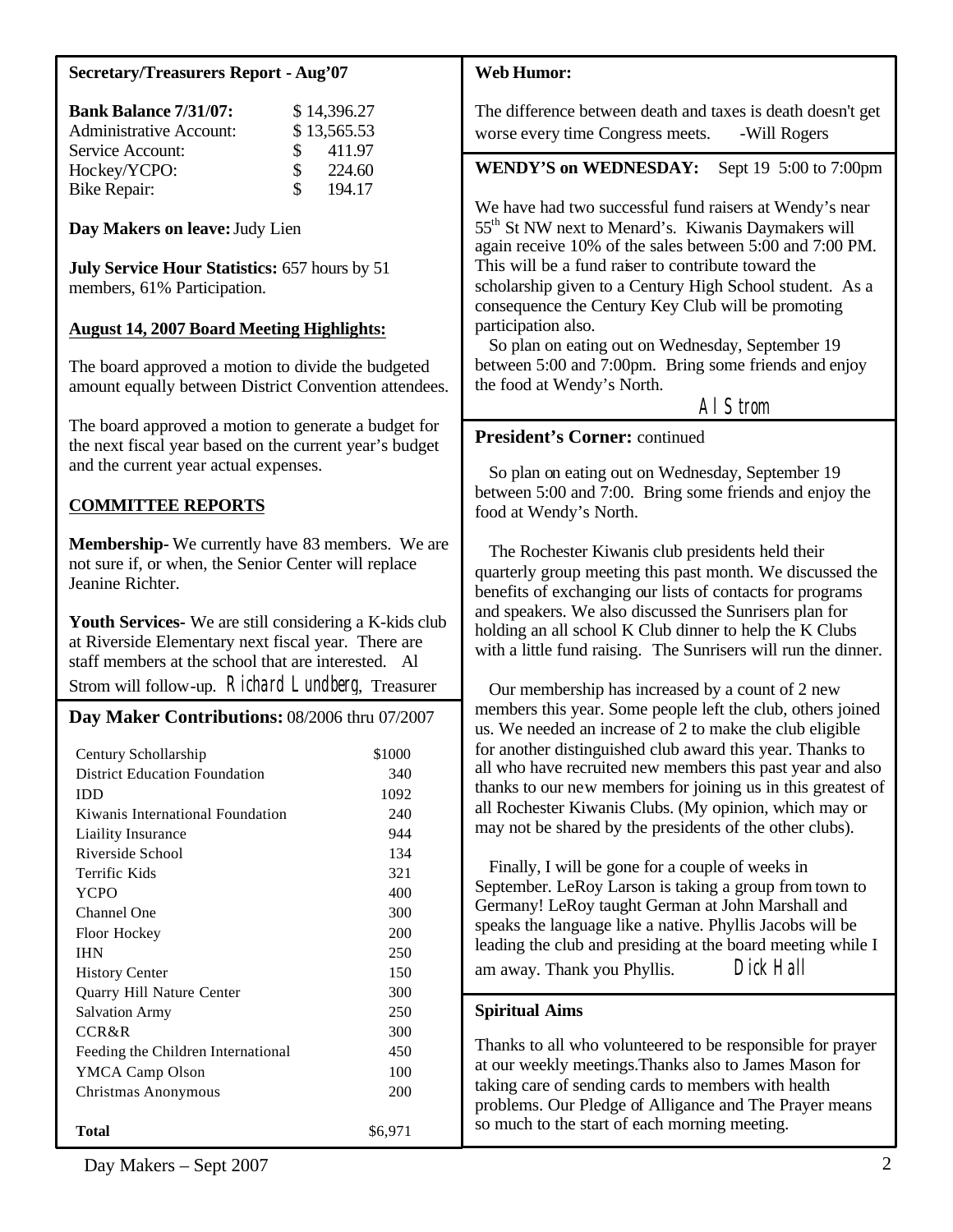## Secretary/Treasurers Report - Aug'07

| | |
|---|---|
| **Bank Balance 7/31/07:** | $ 14,396.27 |
| Administrative Account: | $ 13,565.53 |
| Service Account: | $ 411.97 |
| Hockey/YCPO: | $ 224.60 |
| Bike Repair: | $ 194.17 |

**Day Makers on leave:** Judy Lien

**July Service Hour Statistics:** 657 hours by 51 members, 61% Participation.

**August 14, 2007 Board Meeting Highlights:**

The board approved a motion to divide the budgeted amount equally between District Convention attendees.

The board approved a motion to generate a budget for the next fiscal year based on the current year's budget and the current year actual expenses.

**COMMITTEE REPORTS**

**Membership-** We currently have 83 members. We are not sure if, or when, the Senior Center will replace Jeanine Richter.

**Youth Services-** We are still considering a K-kids club at Riverside Elementary next fiscal year. There are staff members at the school that are interested. Al Strom will follow-up. Richard Lundberg, Treasurer

## Day Maker Contributions: 08/2006 thru 07/2007

| | |
|---|---|
| Century Schollarship | $1000 |
| District Education Foundation | 340 |
| IDD | 1092 |
| Kiwanis International Foundation | 240 |
| Liaility Insurance | 944 |
| Riverside School | 134 |
| Terrific Kids | 321 |
| YCPO | 400 |
| Channel One | 300 |
| Floor Hockey | 200 |
| IHN | 250 |
| History Center | 150 |
| Quarry Hill Nature Center | 300 |
| Salvation Army | 250 |
| CCR&R | 300 |
| Feeding the Children International | 450 |
| YMCA Camp Olson | 100 |
| Christmas Anonymous | 200 |
| **Total** | $6,971 |

## Web Humor:

The difference between death and taxes is death doesn't get worse every time Congress meets. -Will Rogers

## WENDY'S on WEDNESDAY: Sept 19 5:00 to 7:00pm

We have had two successful fund raisers at Wendy's near 55th St NW next to Menard's. Kiwanis Daymakers will again receive 10% of the sales between 5:00 and 7:00 PM. This will be a fund raiser to contribute toward the scholarship given to a Century High School student. As a consequence the Century Key Club will be promoting participation also.

So plan on eating out on Wednesday, September 19 between 5:00 and 7:00pm. Bring some friends and enjoy the food at Wendy's North.

Al Strom

## President's Corner: continued

So plan on eating out on Wednesday, September 19 between 5:00 and 7:00. Bring some friends and enjoy the food at Wendy's North.

The Rochester Kiwanis club presidents held their quarterly group meeting this past month. We discussed the benefits of exchanging our lists of contacts for programs and speakers. We also discussed the Sunrisers plan for holding an all school K Club dinner to help the K Clubs with a little fund raising. The Sunrisers will run the dinner.

Our membership has increased by a count of 2 new members this year. Some people left the club, others joined us. We needed an increase of 2 to make the club eligible for another distinguished club award this year. Thanks to all who have recruited new members this past year and also thanks to our new members for joining us in this greatest of all Rochester Kiwanis Clubs. (My opinion, which may or may not be shared by the presidents of the other clubs).

Finally, I will be gone for a couple of weeks in September. LeRoy Larson is taking a group from town to Germany! LeRoy taught German at John Marshall and speaks the language like a native. Phyllis Jacobs will be leading the club and presiding at the board meeting while I am away. Thank you Phyllis. Dick Hall

## Spiritual Aims

Thanks to all who volunteered to be responsible for prayer at our weekly meetings.Thanks also to James Mason for taking care of sending cards to members with health problems. Our Pledge of Alligance and The Prayer means so much to the start of each morning meeting.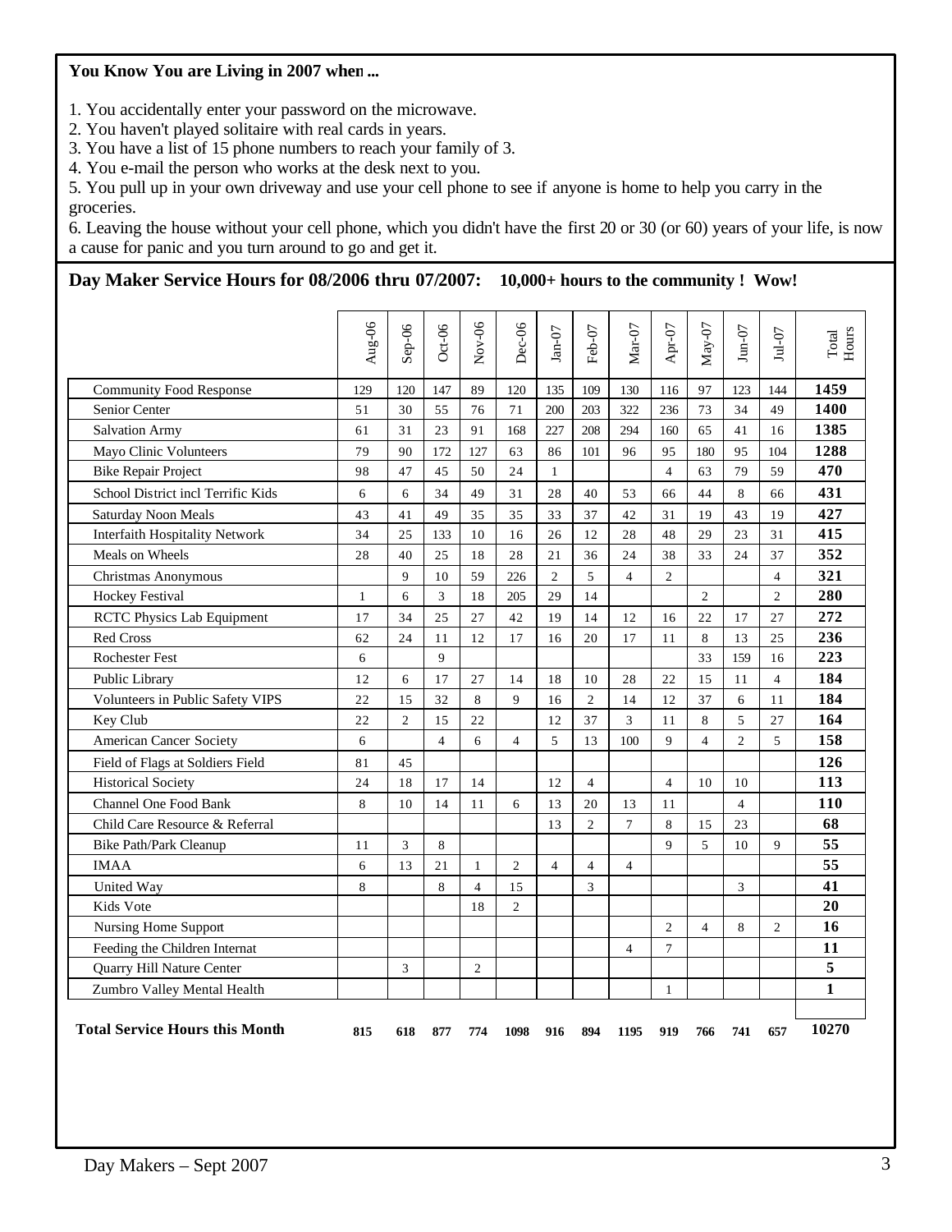**You Know You are Living in 2007 when...**

1. You accidentally enter your password on the microwave.
2. You haven't played solitaire with real cards in years.
3. You have a list of 15 phone numbers to reach your family of 3.
4. You e-mail the person who works at the desk next to you.
5. You pull up in your own driveway and use your cell phone to see if anyone is home to help you carry in the groceries.
6. Leaving the house without your cell phone, which you didn't have the first 20 or 30 (or 60) years of your life, is now a cause for panic and you turn around to go and get it.

**Day Maker Service Hours for 08/2006 thru 07/2007: 10,000+ hours to the community ! Wow!**

| | Aug-06 | Sep-06 | Oct-06 | Nov-06 | Dec-06 | Jan-07 | Feb-07 | Mar-07 | Apr-07 | May-07 | Jun-07 | Jul-07 | Total Hours |
|---|---|---|---|---|---|---|---|---|---|---|---|---|---|
| Community Food Response | 129 | 120 | 147 | 89 | 120 | 135 | 109 | 130 | 116 | 97 | 123 | 144 | **1459** |
| Senior Center | 51 | 30 | 55 | 76 | 71 | 200 | 203 | 322 | 236 | 73 | 34 | 49 | **1400** |
| Salvation Army | 61 | 31 | 23 | 91 | 168 | 227 | 208 | 294 | 160 | 65 | 41 | 16 | **1385** |
| Mayo Clinic Volunteers | 79 | 90 | 172 | 127 | 63 | 86 | 101 | 96 | 95 | 180 | 95 | 104 | **1288** |
| Bike Repair Project | 98 | 47 | 45 | 50 | 24 | 1 | | | 4 | 63 | 79 | 59 | **470** |
| School District incl Terrific Kids | 6 | 6 | 34 | 49 | 31 | 28 | 40 | 53 | 66 | 44 | 8 | 66 | **431** |
| Saturday Noon Meals | 43 | 41 | 49 | 35 | 35 | 33 | 37 | 42 | 31 | 19 | 43 | 19 | **427** |
| Interfaith Hospitality Network | 34 | 25 | 133 | 10 | 16 | 26 | 12 | 28 | 48 | 29 | 23 | 31 | **415** |
| Meals on Wheels | 28 | 40 | 25 | 18 | 28 | 21 | 36 | 24 | 38 | 33 | 24 | 37 | **352** |
| Christmas Anonymous | | 9 | 10 | 59 | 226 | 2 | 5 | 4 | 2 | | | 4 | **321** |
| Hockey Festival | 1 | 6 | 3 | 18 | 205 | 29 | 14 | | | 2 | | 2 | **280** |
| RCTC Physics Lab Equipment | 17 | 34 | 25 | 27 | 42 | 19 | 14 | 12 | 16 | 22 | 17 | 27 | **272** |
| Red Cross | 62 | 24 | 11 | 12 | 17 | 16 | 20 | 17 | 11 | 8 | 13 | 25 | **236** |
| Rochester Fest | 6 | | 9 | | | | | | | 33 | 159 | 16 | **223** |
| Public Library | 12 | 6 | 17 | 27 | 14 | 18 | 10 | 28 | 22 | 15 | 11 | 4 | **184** |
| Volunteers in Public Safety VIPS | 22 | 15 | 32 | 8 | 9 | 16 | 2 | 14 | 12 | 37 | 6 | 11 | **184** |
| Key Club | 22 | 2 | 15 | 22 | | 12 | 37 | 3 | 11 | 8 | 5 | 27 | **164** |
| American Cancer Society | 6 | | 4 | 6 | 4 | 5 | 13 | 100 | 9 | 4 | 2 | 5 | **158** |
| Field of Flags at Soldiers Field | 81 | 45 | | | | | | | | | | | **126** |
| Historical Society | 24 | 18 | 17 | 14 | | 12 | 4 | | 4 | 10 | 10 | | **113** |
| Channel One Food Bank | 8 | 10 | 14 | 11 | 6 | 13 | 20 | 13 | 11 | | 4 | | **110** |
| Child Care Resource & Referral | | | | | | 13 | 2 | 7 | 8 | 15 | 23 | | **68** |
| Bike Path/Park Cleanup | 11 | 3 | 8 | | | | | | 9 | 5 | 10 | 9 | **55** |
| IMAA | 6 | 13 | 21 | 1 | 2 | 4 | 4 | 4 | | | | | **55** |
| United Way | 8 | | 8 | 4 | 15 | | 3 | | | | 3 | | **41** |
| Kids Vote | | | | 18 | 2 | | | | | | | | **20** |
| Nursing Home Support | | | | | | | | | 2 | 4 | 8 | 2 | **16** |
| Feeding the Children Internat | | | | | | | | 4 | 7 | | | | **11** |
| Quarry Hill Nature Center | | 3 | | 2 | | | | | | | | | **5** |
| Zumbro Valley Mental Health | | | | | | | | | 1 | | | | **1** |
| **Total Service Hours this Month** | **815** | **618** | **877** | **774** | **1098** | **916** | **894** | **1195** | **919** | **766** | **741** | **657** | **10270** |

Day Makers – Sept 2007